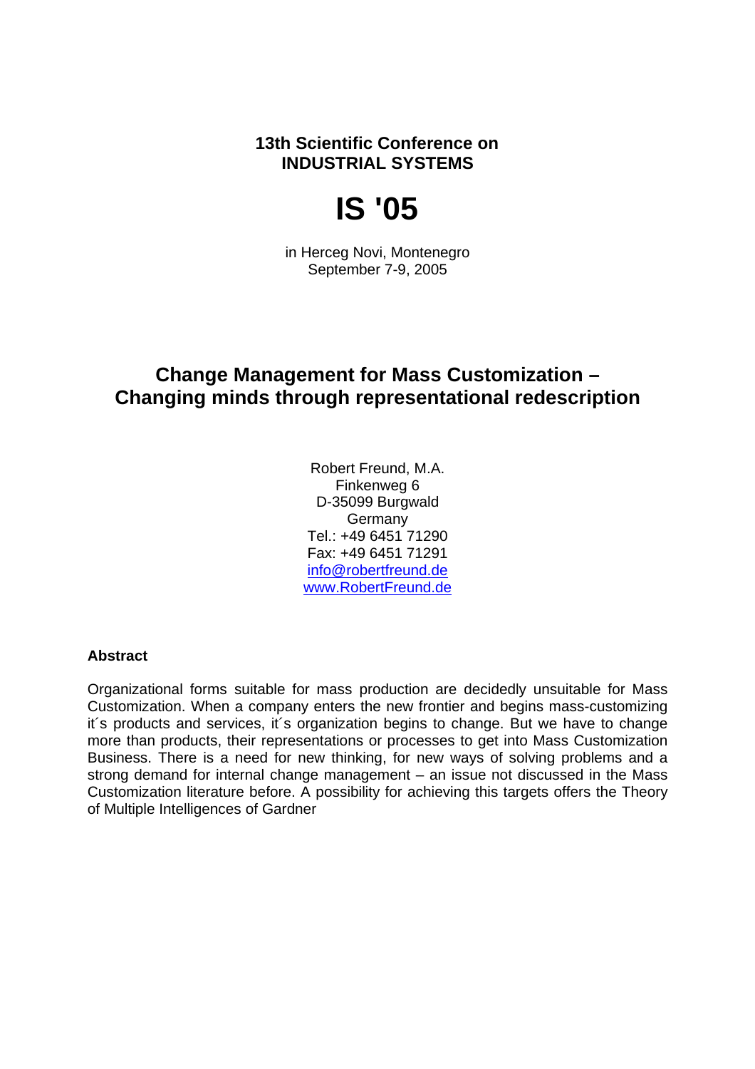**13th Scientific Conference on**
**INDUSTRIAL SYSTEMS**

# IS '05

in Herceg Novi, Montenegro
September 7-9, 2005

## Change Management for Mass Customization – Changing minds through representational redescription

Robert Freund, M.A.
Finkenweg 6
D-35099 Burgwald
Germany
Tel.: +49 6451 71290
Fax: +49 6451 71291
info@robertfreund.de
www.RobertFreund.de

### Abstract

Organizational forms suitable for mass production are decidedly unsuitable for Mass Customization. When a company enters the new frontier and begins mass-customizing it´s products and services, it´s organization begins to change. But we have to change more than products, their representations or processes to get into Mass Customization Business. There is a need for new thinking, for new ways of solving problems and a strong demand for internal change management – an issue not discussed in the Mass Customization literature before. A possibility for achieving this targets offers the Theory of Multiple Intelligences of Gardner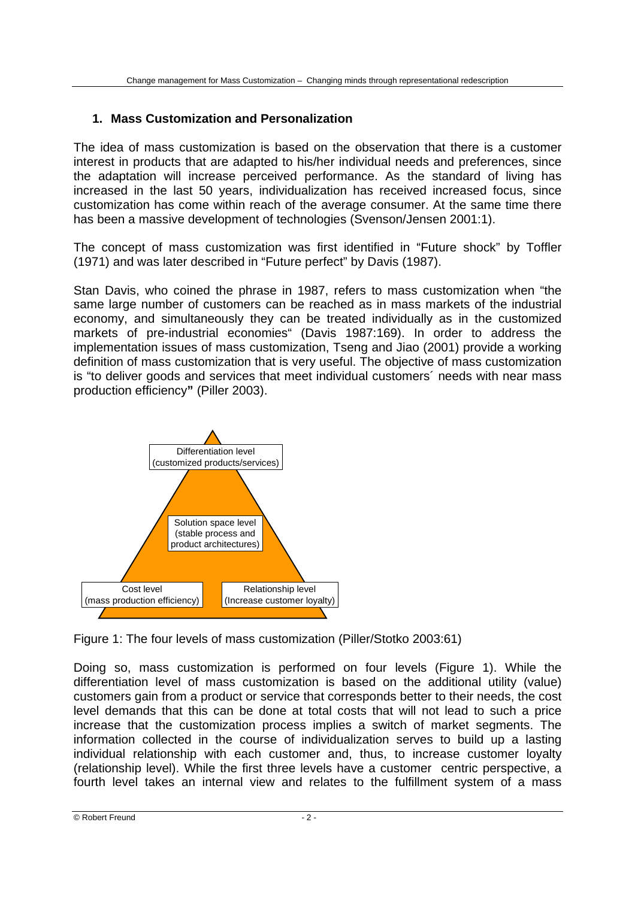## 1. Mass Customization and Personalization

The idea of mass customization is based on the observation that there is a customer interest in products that are adapted to his/her individual needs and preferences, since the adaptation will increase perceived performance. As the standard of living has increased in the last 50 years, individualization has received increased focus, since customization has come within reach of the average consumer. At the same time there has been a massive development of technologies (Svenson/Jensen 2001:1).

The concept of mass customization was first identified in "Future shock" by Toffler (1971) and was later described in "Future perfect" by Davis (1987).

Stan Davis, who coined the phrase in 1987, refers to mass customization when "the same large number of customers can be reached as in mass markets of the industrial economy, and simultaneously they can be treated individually as in the customized markets of pre-industrial economies" (Davis 1987:169). In order to address the implementation issues of mass customization, Tseng and Jiao (2001) provide a working definition of mass customization that is very useful. The objective of mass customization is "to deliver goods and services that meet individual customers´ needs with near mass production efficiency**"** (Piller 2003).

Differentiation level (customized products/services)

Solution space level (stable process and product architectures)

Cost level (mass production efficiency)

Relationship level (Increase customer loyalty)

Figure 1: The four levels of mass customization (Piller/Stotko 2003:61)

Doing so, mass customization is performed on four levels (Figure 1). While the differentiation level of mass customization is based on the additional utility (value) customers gain from a product or service that corresponds better to their needs, the cost level demands that this can be done at total costs that will not lead to such a price increase that the customization process implies a switch of market segments. The information collected in the course of individualization serves to build up a lasting individual relationship with each customer and, thus, to increase customer loyalty (relationship level). While the first three levels have a customer centric perspective, a fourth level takes an internal view and relates to the fulfillment system of a mass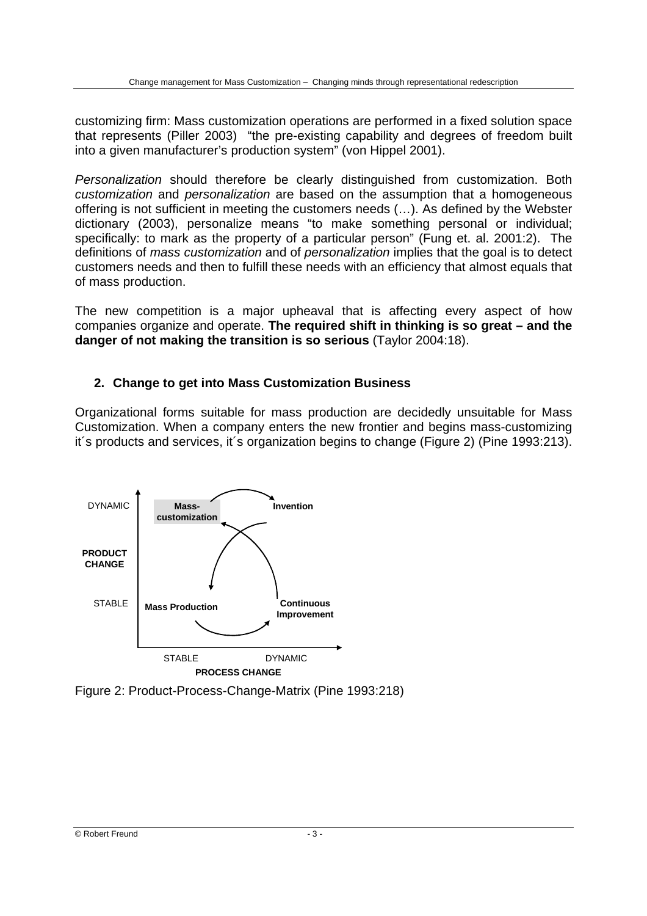customizing firm: Mass customization operations are performed in a fixed solution space that represents (Piller 2003) "the pre-existing capability and degrees of freedom built into a given manufacturer's production system" (von Hippel 2001).

*Personalization* should therefore be clearly distinguished from customization. Both *customization* and *personalization* are based on the assumption that a homogeneous offering is not sufficient in meeting the customers needs (…). As defined by the Webster dictionary (2003), personalize means "to make something personal or individual; specifically: to mark as the property of a particular person" (Fung et. al. 2001:2). The definitions of *mass customization* and of *personalization* implies that the goal is to detect customers needs and then to fulfill these needs with an efficiency that almost equals that of mass production.

The new competition is a major upheaval that is affecting every aspect of how companies organize and operate. **The required shift in thinking is so great – and the danger of not making the transition is so serious** (Taylor 2004:18).

## 2. Change to get into Mass Customization Business

Organizational forms suitable for mass production are decidedly unsuitable for Mass Customization. When a company enters the new frontier and begins mass-customizing it´s products and services, it´s organization begins to change (Figure 2) (Pine 1993:213).

| PRODUCT CHANGE | PROCESS CHANGE: STABLE | PROCESS CHANGE: DYNAMIC |
|---|---|---|
| DYNAMIC | Mass-customization | Invention |
| STABLE | Mass Production | Continuous Improvement |

Figure 2: Product-Process-Change-Matrix (Pine 1993:218)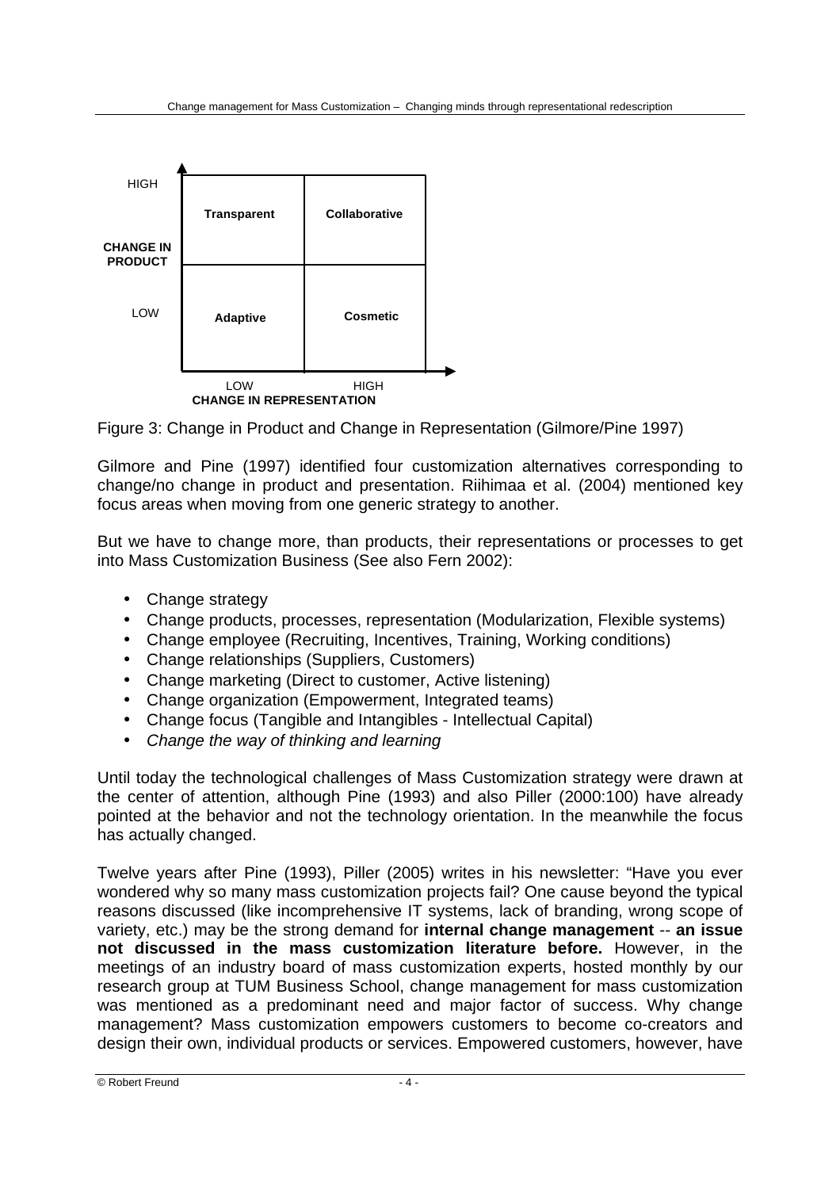| CHANGE IN PRODUCT | LOW CHANGE IN REPRESENTATION | HIGH CHANGE IN REPRESENTATION |
|---|---|---|
| HIGH | **Transparent** | **Collaborative** |
| LOW | **Adaptive** | **Cosmetic** |

Figure 3: Change in Product and Change in Representation (Gilmore/Pine 1997)

Gilmore and Pine (1997) identified four customization alternatives corresponding to change/no change in product and presentation. Riihimaa et al. (2004) mentioned key focus areas when moving from one generic strategy to another.

But we have to change more, than products, their representations or processes to get into Mass Customization Business (See also Fern 2002):

- Change strategy
- Change products, processes, representation (Modularization, Flexible systems)
- Change employee (Recruiting, Incentives, Training, Working conditions)
- Change relationships (Suppliers, Customers)
- Change marketing (Direct to customer, Active listening)
- Change organization (Empowerment, Integrated teams)
- Change focus (Tangible and Intangibles - Intellectual Capital)
- *Change the way of thinking and learning*

Until today the technological challenges of Mass Customization strategy were drawn at the center of attention, although Pine (1993) and also Piller (2000:100) have already pointed at the behavior and not the technology orientation. In the meanwhile the focus has actually changed.

Twelve years after Pine (1993), Piller (2005) writes in his newsletter: "Have you ever wondered why so many mass customization projects fail? One cause beyond the typical reasons discussed (like incomprehensive IT systems, lack of branding, wrong scope of variety, etc.) may be the strong demand for **internal change management** -- **an issue not discussed in the mass customization literature before.** However, in the meetings of an industry board of mass customization experts, hosted monthly by our research group at TUM Business School, change management for mass customization was mentioned as a predominant need and major factor of success. Why change management? Mass customization empowers customers to become co-creators and design their own, individual products or services. Empowered customers, however, have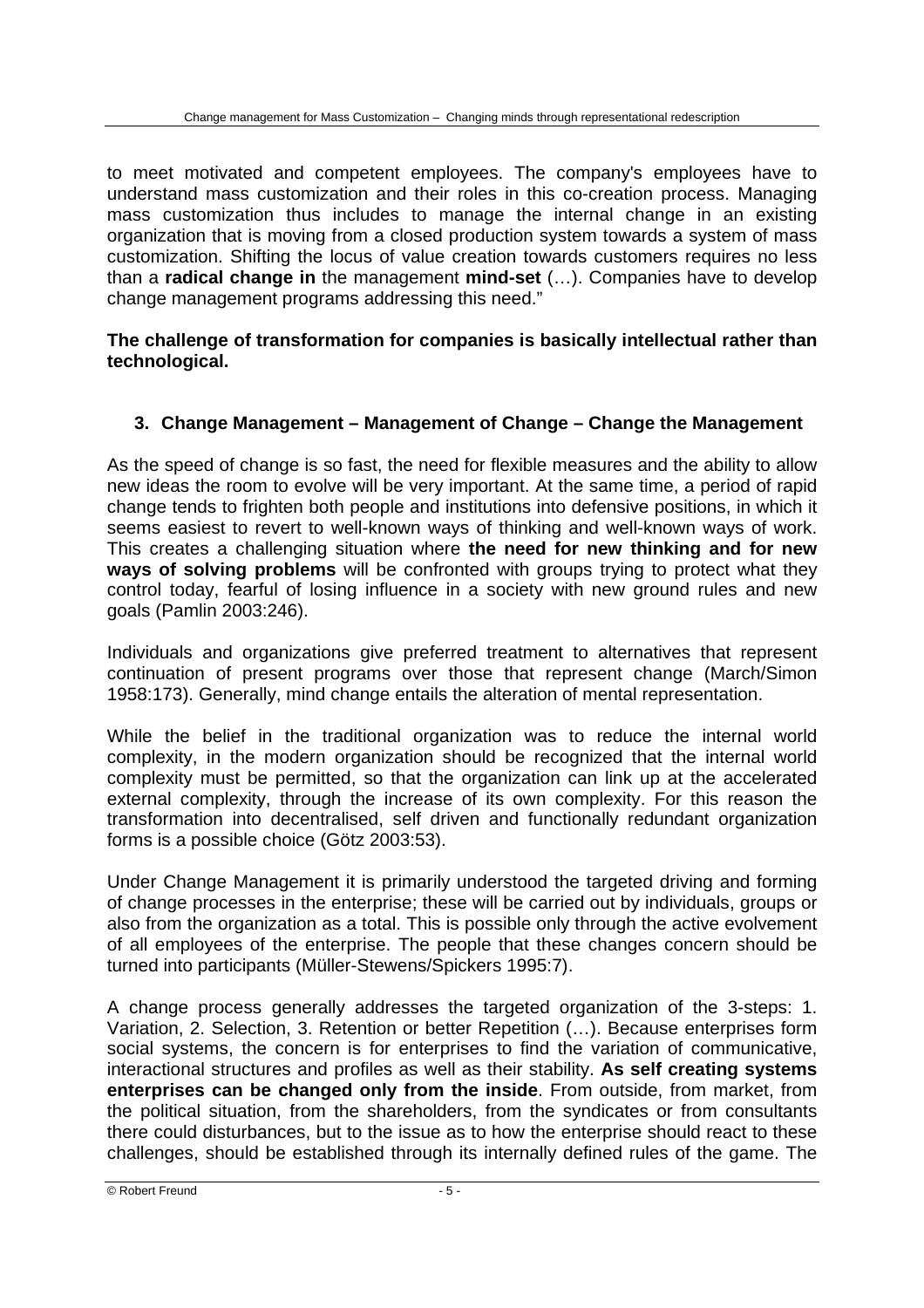to meet motivated and competent employees. The company's employees have to understand mass customization and their roles in this co-creation process. Managing mass customization thus includes to manage the internal change in an existing organization that is moving from a closed production system towards a system of mass customization. Shifting the locus of value creation towards customers requires no less than a **radical change in** the management **mind-set** (…). Companies have to develop change management programs addressing this need."

**The challenge of transformation for companies is basically intellectual rather than technological.**

## 3. Change Management – Management of Change – Change the Management

As the speed of change is so fast, the need for flexible measures and the ability to allow new ideas the room to evolve will be very important. At the same time, a period of rapid change tends to frighten both people and institutions into defensive positions, in which it seems easiest to revert to well-known ways of thinking and well-known ways of work. This creates a challenging situation where **the need for new thinking and for new ways of solving problems** will be confronted with groups trying to protect what they control today, fearful of losing influence in a society with new ground rules and new goals (Pamlin 2003:246).

Individuals and organizations give preferred treatment to alternatives that represent continuation of present programs over those that represent change (March/Simon 1958:173). Generally, mind change entails the alteration of mental representation.

While the belief in the traditional organization was to reduce the internal world complexity, in the modern organization should be recognized that the internal world complexity must be permitted, so that the organization can link up at the accelerated external complexity, through the increase of its own complexity. For this reason the transformation into decentralised, self driven and functionally redundant organization forms is a possible choice (Götz 2003:53).

Under Change Management it is primarily understood the targeted driving and forming of change processes in the enterprise; these will be carried out by individuals, groups or also from the organization as a total. This is possible only through the active evolvement of all employees of the enterprise. The people that these changes concern should be turned into participants (Müller-Stewens/Spickers 1995:7).

A change process generally addresses the targeted organization of the 3-steps: 1. Variation, 2. Selection, 3. Retention or better Repetition (…). Because enterprises form social systems, the concern is for enterprises to find the variation of communicative, interactional structures and profiles as well as their stability. **As self creating systems enterprises can be changed only from the inside**. From outside, from market, from the political situation, from the shareholders, from the syndicates or from consultants there could disturbances, but to the issue as to how the enterprise should react to these challenges, should be established through its internally defined rules of the game. The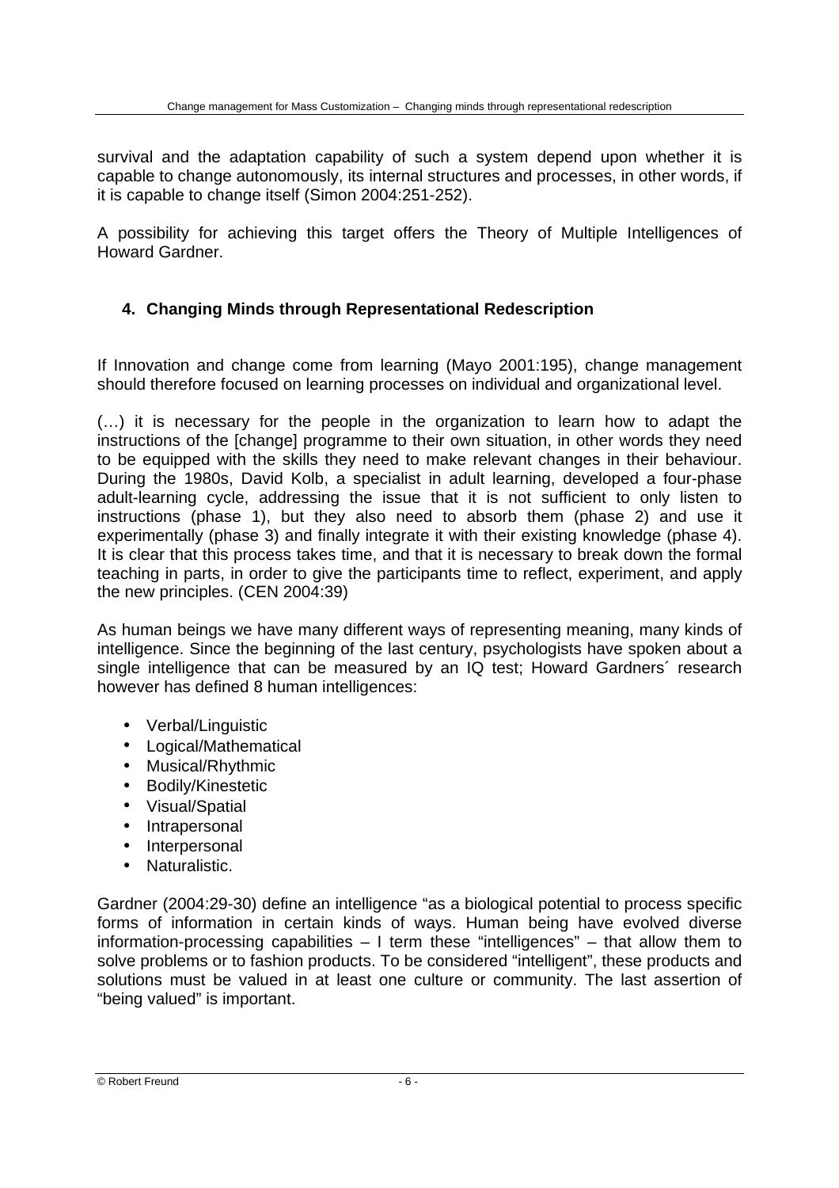survival and the adaptation capability of such a system depend upon whether it is capable to change autonomously, its internal structures and processes, in other words, if it is capable to change itself (Simon 2004:251-252).

A possibility for achieving this target offers the Theory of Multiple Intelligences of Howard Gardner.

## 4. Changing Minds through Representational Redescription

If Innovation and change come from learning (Mayo 2001:195), change management should therefore focused on learning processes on individual and organizational level.

(…) it is necessary for the people in the organization to learn how to adapt the instructions of the [change] programme to their own situation, in other words they need to be equipped with the skills they need to make relevant changes in their behaviour. During the 1980s, David Kolb, a specialist in adult learning, developed a four-phase adult-learning cycle, addressing the issue that it is not sufficient to only listen to instructions (phase 1), but they also need to absorb them (phase 2) and use it experimentally (phase 3) and finally integrate it with their existing knowledge (phase 4). It is clear that this process takes time, and that it is necessary to break down the formal teaching in parts, in order to give the participants time to reflect, experiment, and apply the new principles. (CEN 2004:39)

As human beings we have many different ways of representing meaning, many kinds of intelligence. Since the beginning of the last century, psychologists have spoken about a single intelligence that can be measured by an IQ test; Howard Gardners´ research however has defined 8 human intelligences:

- Verbal/Linguistic
- Logical/Mathematical
- Musical/Rhythmic
- Bodily/Kinestetic
- Visual/Spatial
- Intrapersonal
- Interpersonal
- Naturalistic.

Gardner (2004:29-30) define an intelligence "as a biological potential to process specific forms of information in certain kinds of ways. Human being have evolved diverse information-processing capabilities – I term these "intelligences" – that allow them to solve problems or to fashion products. To be considered "intelligent", these products and solutions must be valued in at least one culture or community. The last assertion of "being valued" is important.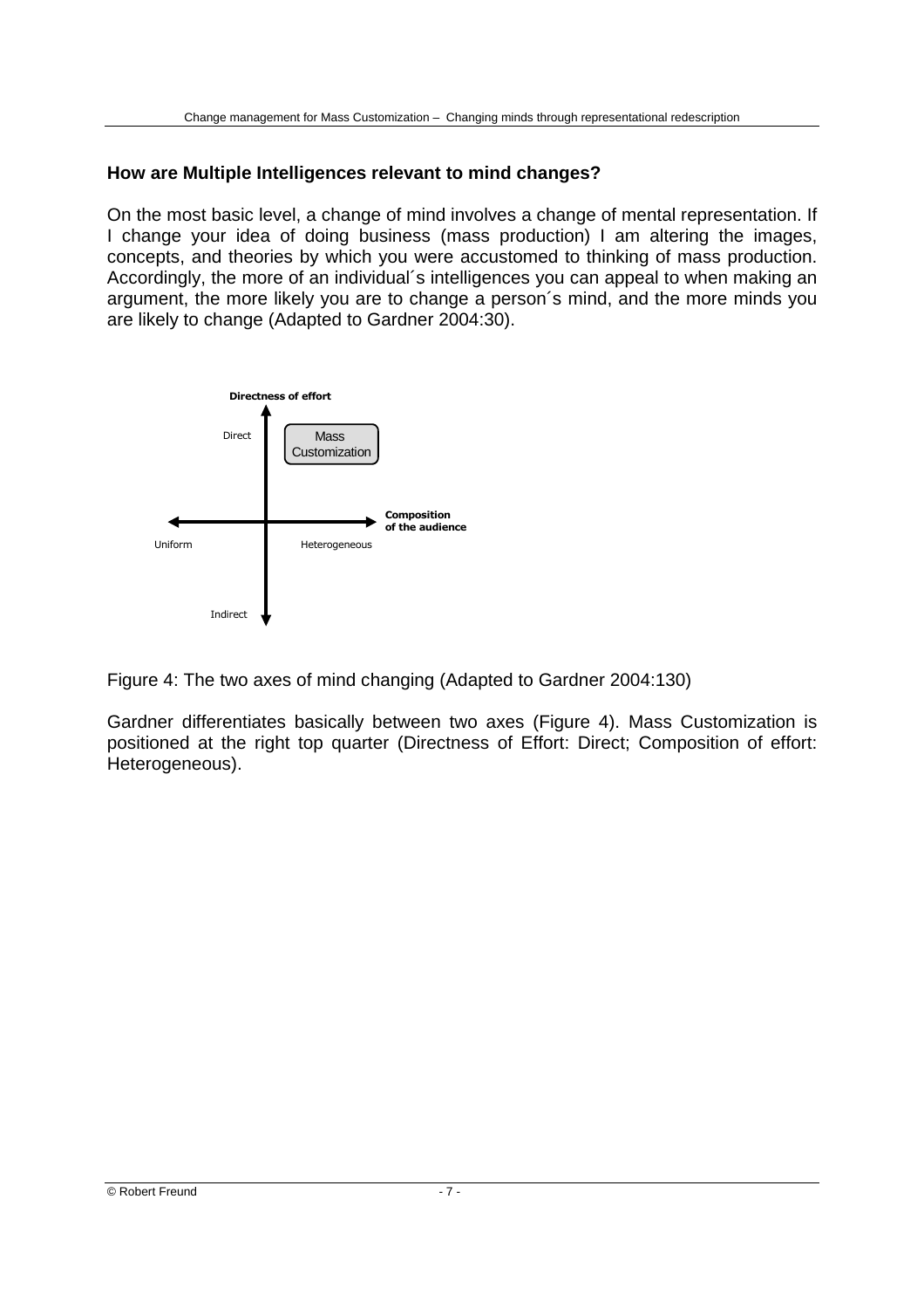**How are Multiple Intelligences relevant to mind changes?**

On the most basic level, a change of mind involves a change of mental representation. If I change your idea of doing business (mass production) I am altering the images, concepts, and theories by which you were accustomed to thinking of mass production. Accordingly, the more of an individual´s intelligences you can appeal to when making an argument, the more likely you are to change a person´s mind, and the more minds you are likely to change (Adapted to Gardner 2004:30).

Figure 4: The two axes of mind changing (Adapted to Gardner 2004:130)

Gardner differentiates basically between two axes (Figure 4). Mass Customization is positioned at the right top quarter (Directness of Effort: Direct; Composition of effort: Heterogeneous).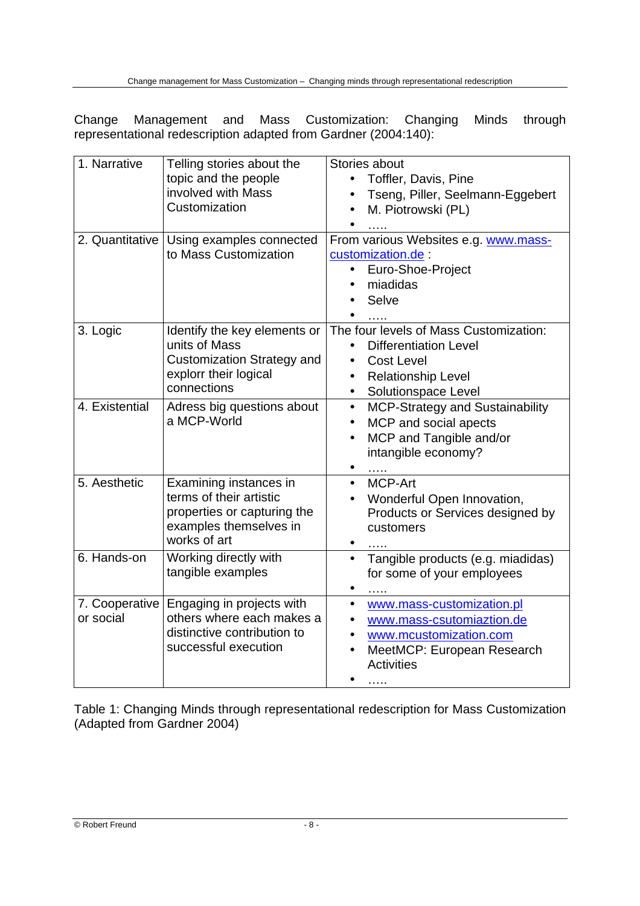Change Management and Mass Customization: Changing Minds through representational redescription adapted from Gardner (2004:140):

| | | |
|---|---|---|
| 1. Narrative | Telling stories about the topic and the people involved with Mass Customization | Stories about<br>• Toffler, Davis, Pine<br>• Tseng, Piller, Seelmann-Eggebert<br>• M. Piotrowski (PL)<br>• ….. |
| 2. Quantitative | Using examples connected to Mass Customization | From various Websites e.g. www.mass-customization.de :<br>• Euro-Shoe-Project<br>• miadidas<br>• Selve<br>• ….. |
| 3. Logic | Identify the key elements or units of Mass Customization Strategy and explorr their logical connections | The four levels of Mass Customization:<br>• Differentiation Level<br>• Cost Level<br>• Relationship Level<br>• Solutionspace Level |
| 4. Existential | Adress big questions about a MCP-World | • MCP-Strategy and Sustainability<br>• MCP and social apects<br>• MCP and Tangible and/or intangible economy?<br>• ….. |
| 5. Aesthetic | Examining instances in terms of their artistic properties or capturing the examples themselves in works of art | • MCP-Art<br>• Wonderful Open Innovation, Products or Services designed by customers<br>• ….. |
| 6. Hands-on | Working directly with tangible examples | • Tangible products (e.g. miadidas) for some of your employees<br>• ….. |
| 7. Cooperative or social | Engaging in projects with others where each makes a distinctive contribution to successful execution | • www.mass-customization.pl<br>• www.mass-csutomiaztion.de<br>• www.mcustomization.com<br>• MeetMCP: European Research Activities<br>• ….. |

Table 1: Changing Minds through representational redescription for Mass Customization (Adapted from Gardner 2004)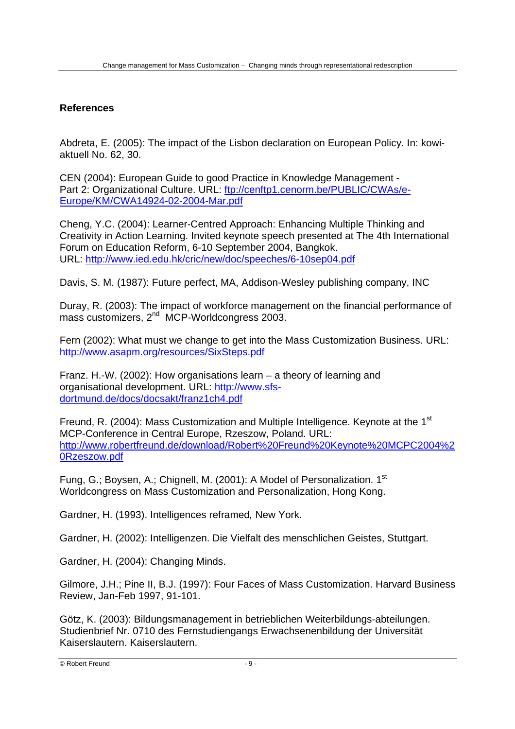## References

Abdreta, E. (2005): The impact of the Lisbon declaration on European Policy. In: kowi-aktuell No. 62, 30.

CEN (2004): European Guide to good Practice in Knowledge Management - Part 2: Organizational Culture. URL: ftp://cenftp1.cenorm.be/PUBLIC/CWAs/e-Europe/KM/CWA14924-02-2004-Mar.pdf

Cheng, Y.C. (2004): Learner-Centred Approach: Enhancing Multiple Thinking and Creativity in Action Learning. Invited keynote speech presented at The 4th International Forum on Education Reform, 6-10 September 2004, Bangkok. URL: http://www.ied.edu.hk/cric/new/doc/speeches/6-10sep04.pdf

Davis, S. M. (1987): Future perfect, MA, Addison-Wesley publishing company, INC

Duray, R. (2003): The impact of workforce management on the financial performance of mass customizers, 2nd MCP-Worldcongress 2003.

Fern (2002): What must we change to get into the Mass Customization Business. URL: http://www.asapm.org/resources/SixSteps.pdf

Franz. H.-W. (2002): How organisations learn – a theory of learning and organisational development. URL: http://www.sfs-dortmund.de/docs/docsakt/franz1ch4.pdf

Freund, R. (2004): Mass Customization and Multiple Intelligence. Keynote at the 1st MCP-Conference in Central Europe, Rzeszow, Poland. URL: http://www.robertfreund.de/download/Robert%20Freund%20Keynote%20MCPC2004%20Rzeszow.pdf

Fung, G.; Boysen, A.; Chignell, M. (2001): A Model of Personalization. 1st Worldcongress on Mass Customization and Personalization, Hong Kong.

Gardner, H. (1993). Intelligences reframed*,* New York.

Gardner, H. (2002): Intelligenzen. Die Vielfalt des menschlichen Geistes, Stuttgart.

Gardner, H. (2004): Changing Minds.

Gilmore, J.H.; Pine II, B.J. (1997): Four Faces of Mass Customization. Harvard Business Review, Jan-Feb 1997, 91-101.

Götz, K. (2003): Bildungsmanagement in betrieblichen Weiterbildungs-abteilungen. Studienbrief Nr. 0710 des Fernstudiengangs Erwachsenenbildung der Universität Kaiserslautern. Kaiserslautern.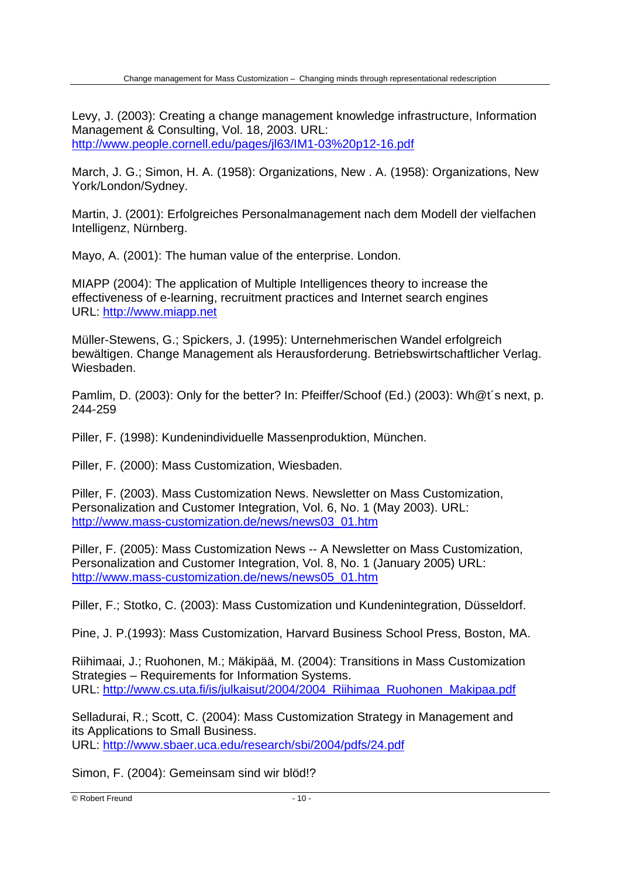Levy, J. (2003): Creating a change management knowledge infrastructure, Information Management & Consulting, Vol. 18, 2003. URL: http://www.people.cornell.edu/pages/jl63/IM1-03%20p12-16.pdf

March, J. G.; Simon, H. A. (1958): Organizations, New . A. (1958): Organizations, New York/London/Sydney.

Martin, J. (2001): Erfolgreiches Personalmanagement nach dem Modell der vielfachen Intelligenz, Nürnberg.

Mayo, A. (2001): The human value of the enterprise. London.

MIAPP (2004): The application of Multiple Intelligences theory to increase the effectiveness of e-learning, recruitment practices and Internet search engines URL: http://www.miapp.net

Müller-Stewens, G.; Spickers, J. (1995): Unternehmerischen Wandel erfolgreich bewältigen. Change Management als Herausforderung. Betriebswirtschaftlicher Verlag. Wiesbaden.

Pamlim, D. (2003): Only for the better? In: Pfeiffer/Schoof (Ed.) (2003): Wh@t´s next, p. 244-259

Piller, F. (1998): Kundenindividuelle Massenproduktion, München.

Piller, F. (2000): Mass Customization, Wiesbaden.

Piller, F. (2003). Mass Customization News. Newsletter on Mass Customization, Personalization and Customer Integration, Vol. 6, No. 1 (May 2003). URL: http://www.mass-customization.de/news/news03_01.htm

Piller, F. (2005): Mass Customization News -- A Newsletter on Mass Customization, Personalization and Customer Integration, Vol. 8, No. 1 (January 2005) URL: http://www.mass-customization.de/news/news05_01.htm

Piller, F.; Stotko, C. (2003): Mass Customization und Kundenintegration, Düsseldorf.

Pine, J. P.(1993): Mass Customization, Harvard Business School Press, Boston, MA.

Riihimaai, J.; Ruohonen, M.; Mäkipää, M. (2004): Transitions in Mass Customization Strategies – Requirements for Information Systems. URL: http://www.cs.uta.fi/is/julkaisut/2004/2004_Riihimaa_Ruohonen_Makipaa.pdf

Selladurai, R.; Scott, C. (2004): Mass Customization Strategy in Management and its Applications to Small Business. URL: http://www.sbaer.uca.edu/research/sbi/2004/pdfs/24.pdf

Simon, F. (2004): Gemeinsam sind wir blöd!?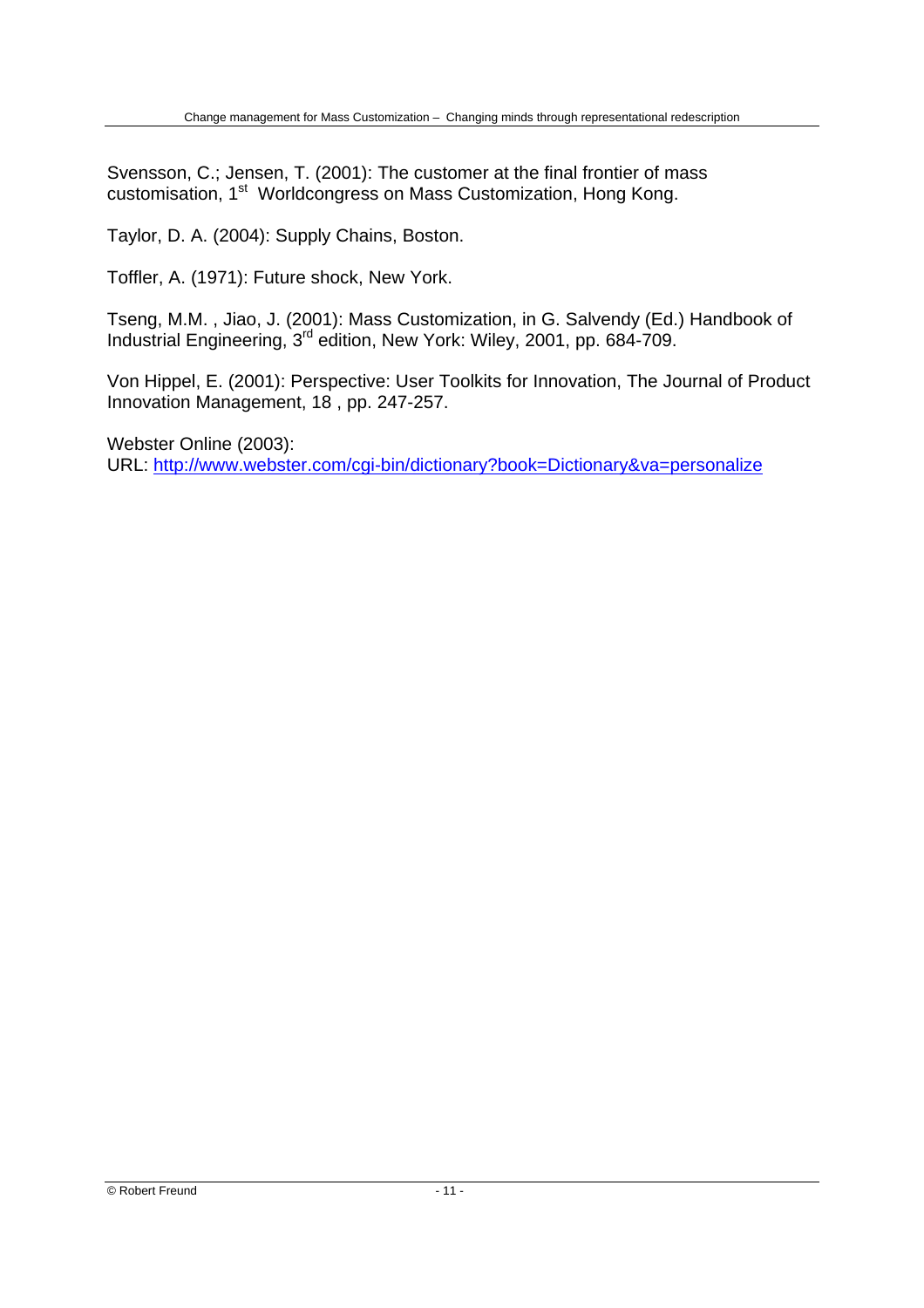Svensson, C.; Jensen, T. (2001): The customer at the final frontier of mass customisation, 1st Worldcongress on Mass Customization, Hong Kong.

Taylor, D. A. (2004): Supply Chains, Boston.

Toffler, A. (1971): Future shock, New York.

Tseng, M.M. , Jiao, J. (2001): Mass Customization, in G. Salvendy (Ed.) Handbook of Industrial Engineering, 3rd edition, New York: Wiley, 2001, pp. 684-709.

Von Hippel, E. (2001): Perspective: User Toolkits for Innovation, The Journal of Product Innovation Management, 18 , pp. 247-257.

Webster Online (2003):
URL: http://www.webster.com/cgi-bin/dictionary?book=Dictionary&va=personalize